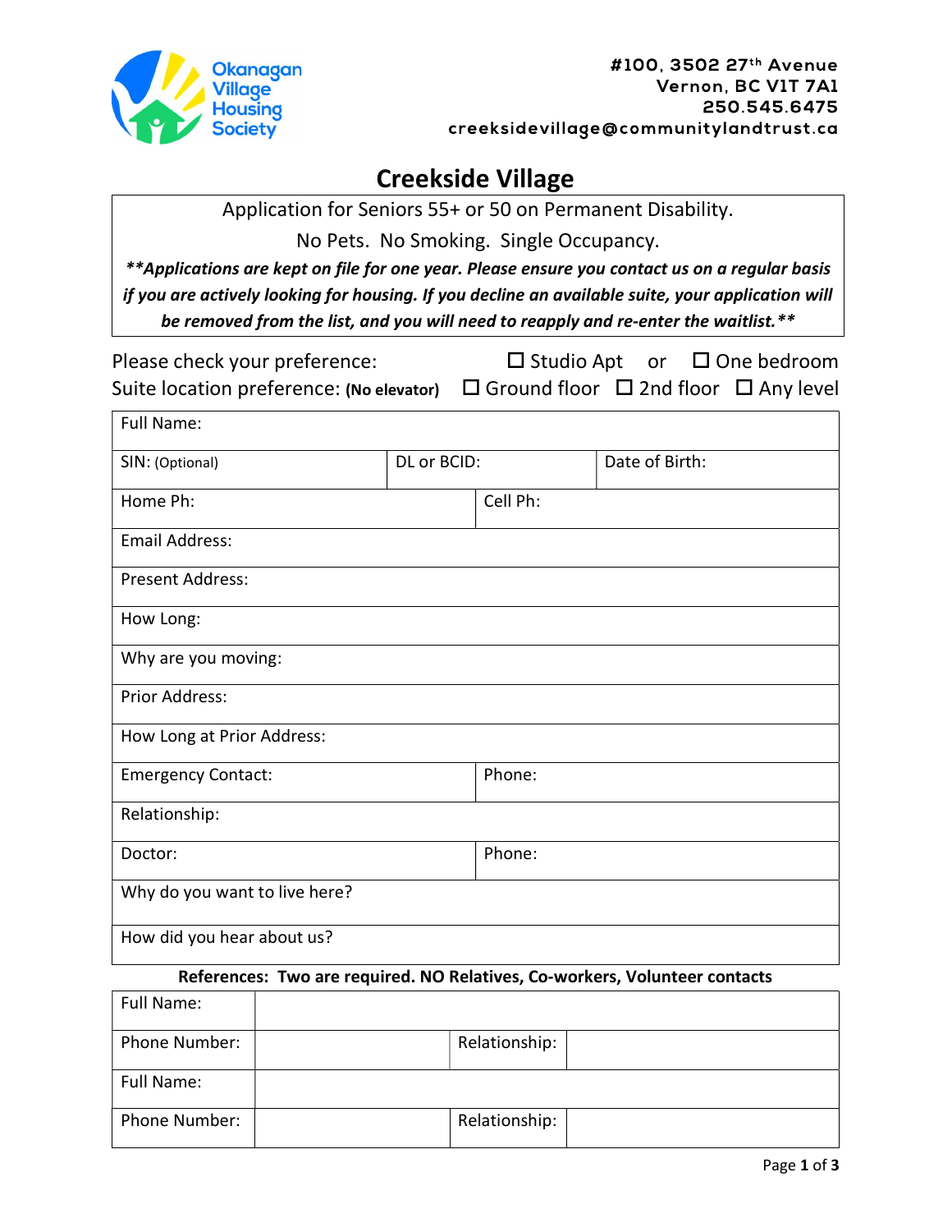Okanagan Village Housing Society

#100, 3502 27th Avenue
Vernon, BC V1T 7A1
250.545.6475
creeksidevillage@communitylandtrust.ca

# Creekside Village

Application for Seniors 55+ or 50 on Permanent Disability.

No Pets. No Smoking. Single Occupancy.

***\*\*Applications are kept on file for one year. Please ensure you contact us on a regular basis if you are actively looking for housing. If you decline an available suite, your application will be removed from the list, and you will need to reapply and re-enter the waitlist.\*\****

Please check your preference: ☐ Studio Apt or ☐ One bedroom

Suite location preference: **(No elevator)** ☐ Ground floor ☐ 2nd floor ☐ Any level

| Full Name: | | |
|---|---|---|
| SIN: (Optional) | DL or BCID: | Date of Birth: |
| Home Ph: | Cell Ph: | |
| Email Address: | | |
| Present Address: | | |
| How Long: | | |
| Why are you moving: | | |
| Prior Address: | | |
| How Long at Prior Address: | | |
| Emergency Contact: | Phone: | |
| Relationship: | | |
| Doctor: | Phone: | |
| Why do you want to live here? | | |
| How did you hear about us? | | |

**References: Two are required. NO Relatives, Co-workers, Volunteer contacts**

| Full Name: | | | |
|---|---|---|---|
| Phone Number: | | Relationship: | |
| Full Name: | | | |
| Phone Number: | | Relationship: | |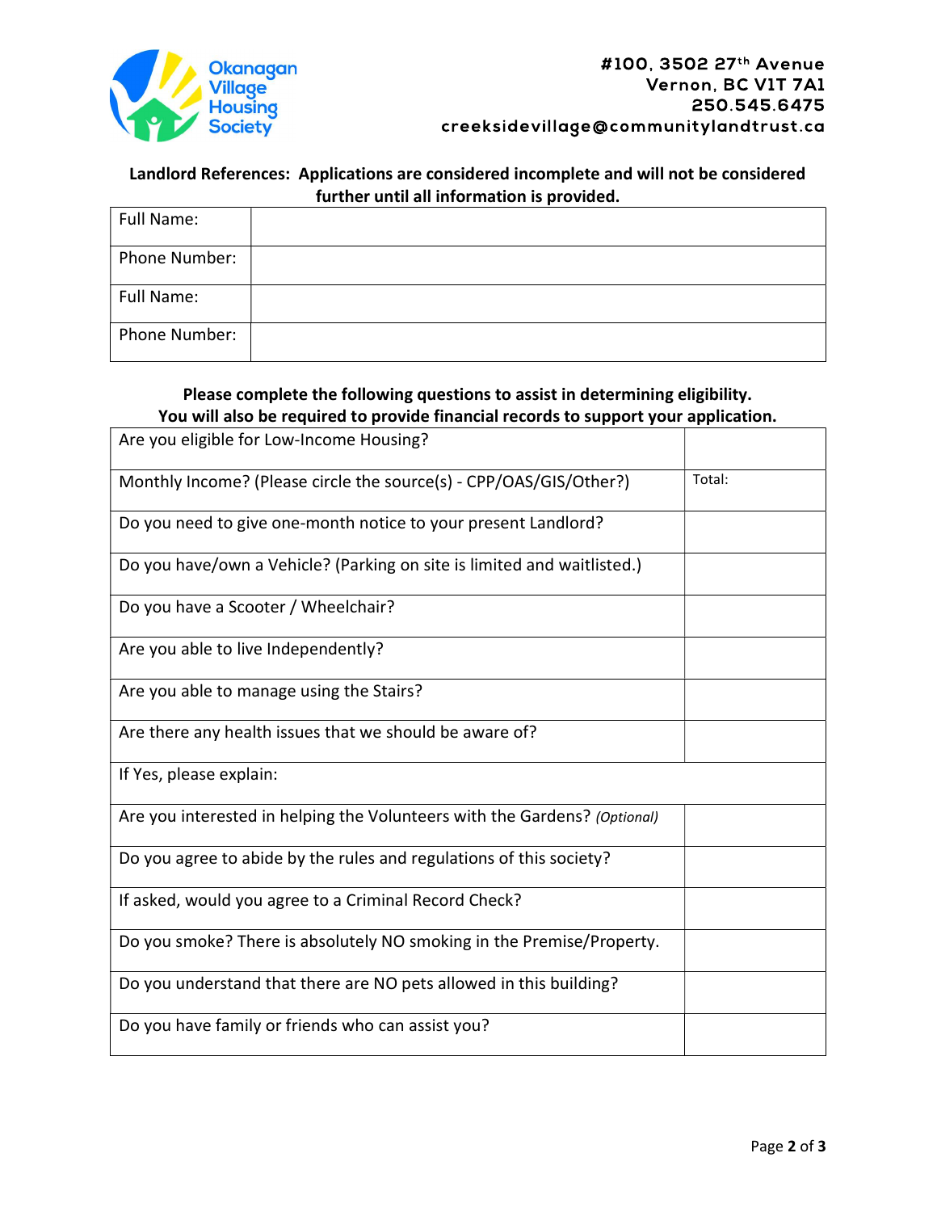Okanagan Village Housing Society

**#100, 3502 27th Avenue**
**Vernon, BC V1T 7A1**
**250.545.6475**
**creeksidevillage@communitylandtrust.ca**

**Landlord References: Applications are considered incomplete and will not be considered further until all information is provided.**

| Full Name: | |
|---|---|
| Phone Number: | |
| Full Name: | |
| Phone Number: | |

**Please complete the following questions to assist in determining eligibility.**
**You will also be required to provide financial records to support your application.**

| Are you eligible for Low-Income Housing? | |
|---|---|
| Monthly Income? (Please circle the source(s) - CPP/OAS/GIS/Other?) | Total: |
| Do you need to give one-month notice to your present Landlord? | |
| Do you have/own a Vehicle? (Parking on site is limited and waitlisted.) | |
| Do you have a Scooter / Wheelchair? | |
| Are you able to live Independently? | |
| Are you able to manage using the Stairs? | |
| Are there any health issues that we should be aware of? | |
| If Yes, please explain: | |
| Are you interested in helping the Volunteers with the Gardens? *(Optional)* | |
| Do you agree to abide by the rules and regulations of this society? | |
| If asked, would you agree to a Criminal Record Check? | |
| Do you smoke? There is absolutely NO smoking in the Premise/Property. | |
| Do you understand that there are NO pets allowed in this building? | |
| Do you have family or friends who can assist you? | |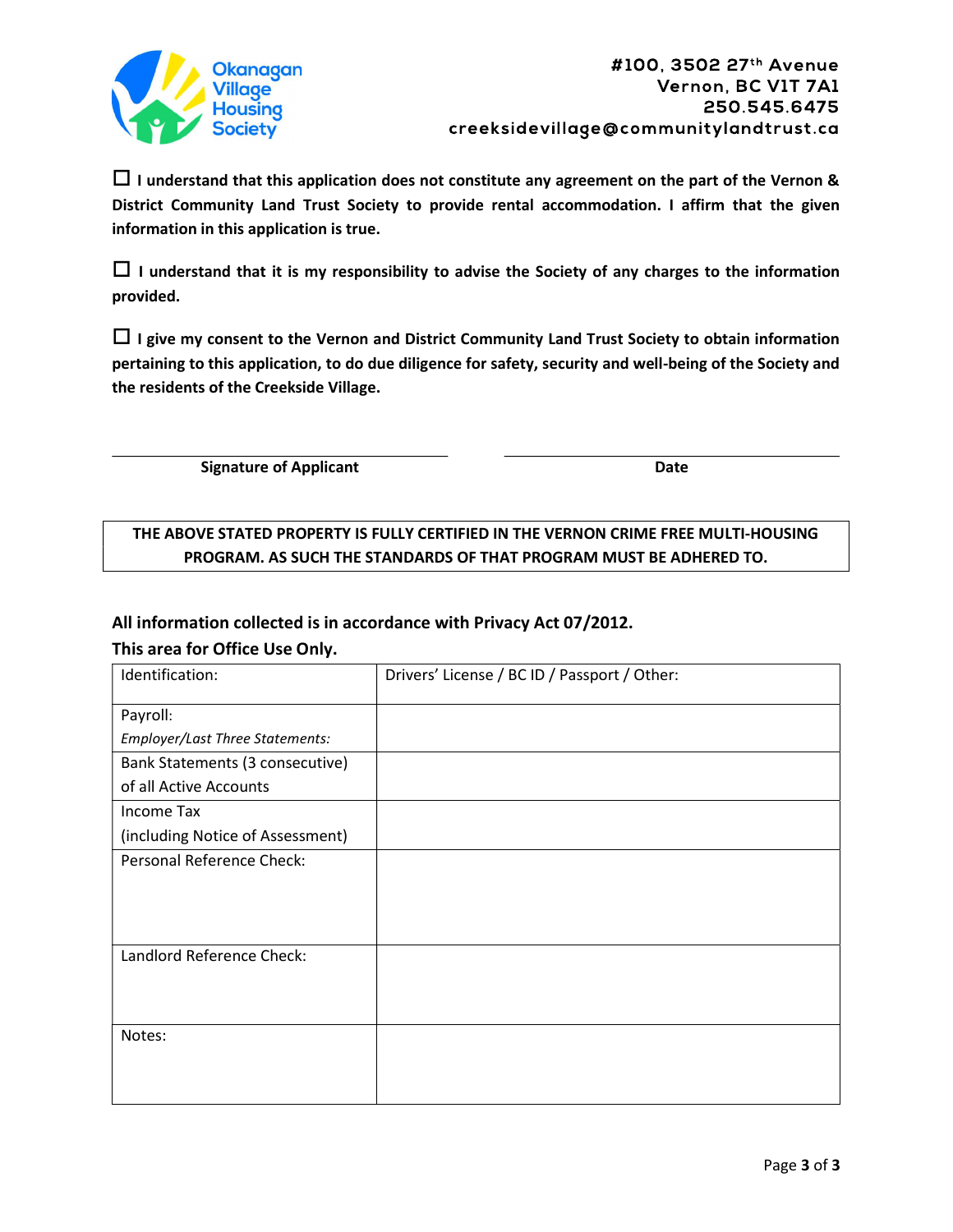Okanagan Village Housing Society

#100, 3502 27th Avenue
Vernon, BC V1T 7A1
250.545.6475
creeksidevillage@communitylandtrust.ca

☐ **I understand that this application does not constitute any agreement on the part of the Vernon & District Community Land Trust Society to provide rental accommodation. I affirm that the given information in this application is true.**

☐ **I understand that it is my responsibility to advise the Society of any charges to the information provided.**

☐ **I give my consent to the Vernon and District Community Land Trust Society to obtain information pertaining to this application, to do due diligence for safety, security and well-being of the Society and the residents of the Creekside Village.**

______________________________ ______________________________
**Signature of Applicant** **Date**

**THE ABOVE STATED PROPERTY IS FULLY CERTIFIED IN THE VERNON CRIME FREE MULTI-HOUSING PROGRAM. AS SUCH THE STANDARDS OF THAT PROGRAM MUST BE ADHERED TO.**

**All information collected is in accordance with Privacy Act 07/2012.**
**This area for Office Use Only.**

| | |
|---|---|
| Identification: | Drivers' License / BC ID / Passport / Other: |
| Payroll:<br>*Employer/Last Three Statements:* | |
| Bank Statements (3 consecutive) of all Active Accounts | |
| Income Tax (including Notice of Assessment) | |
| Personal Reference Check: | |
| Landlord Reference Check: | |
| Notes: | |